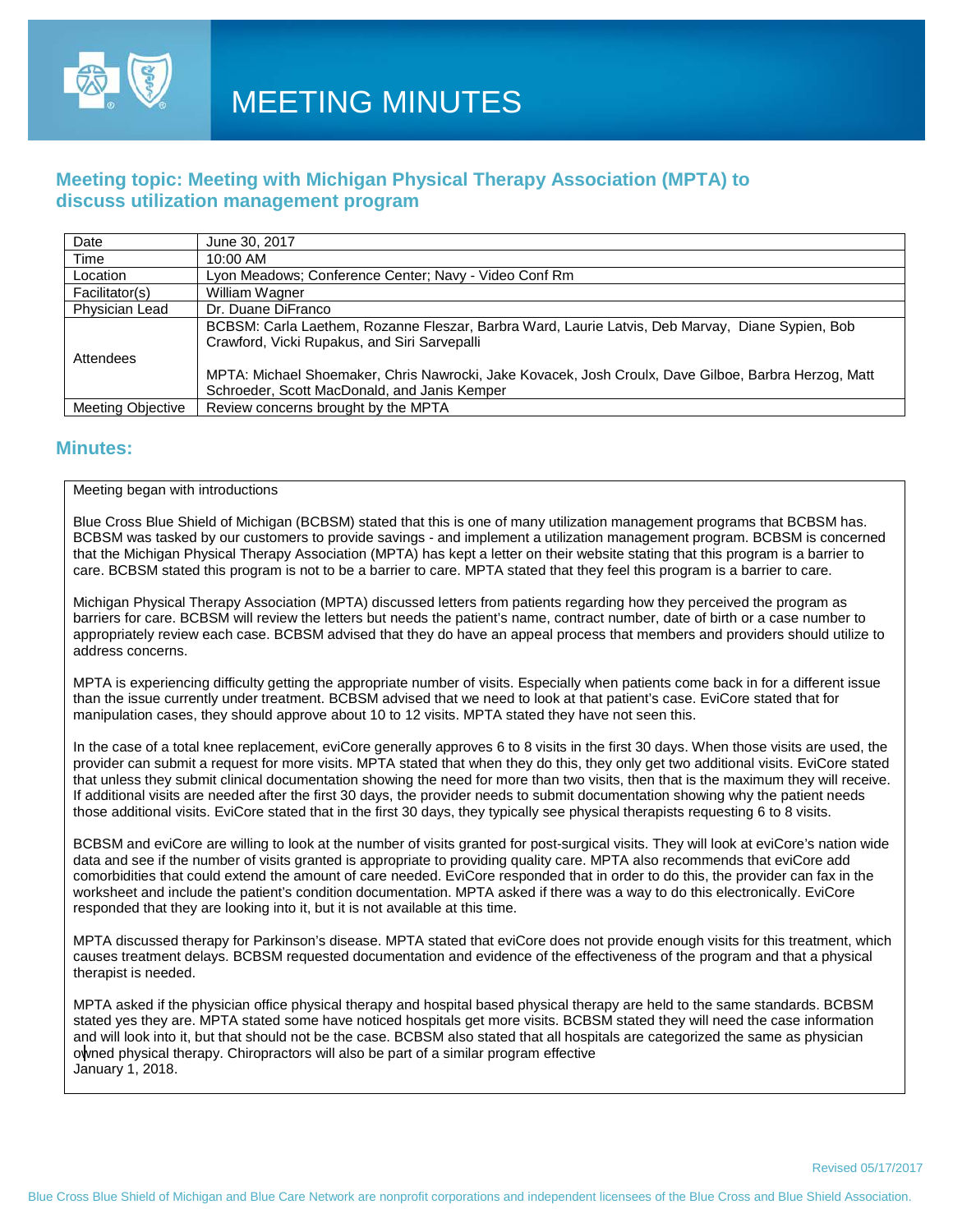# MEETING MINUTES

## Meeting topic: Meeting with Michigan Physical Therapy Association (MPTA) to discuss utilization management program

| Date | June 30, 2017 |
|---|---|
| Time | 10:00 AM |
| Location | Lyon Meadows; Conference Center; Navy - Video Conf Rm |
| Facilitator(s) | William Wagner |
| Physician Lead | Dr. Duane DiFranco |
| Attendees | BCBSM: Carla Laethem, Rozanne Fleszar, Barbra Ward, Laurie Latvis, Deb Marvay, Diane Sypien, Bob Crawford, Vicki Rupakus, and Siri Sarvepalli<br><br>MPTA: Michael Shoemaker, Chris Nawrocki, Jake Kovacek, Josh Croulx, Dave Gilboe, Barbra Herzog, Matt Schroeder, Scott MacDonald, and Janis Kemper |
| Meeting Objective | Review concerns brought by the MPTA |

## Minutes:

Meeting began with introductions

Blue Cross Blue Shield of Michigan (BCBSM) stated that this is one of many utilization management programs that BCBSM has. BCBSM was tasked by our customers to provide savings - and implement a utilization management program. BCBSM is concerned that the Michigan Physical Therapy Association (MPTA) has kept a letter on their website stating that this program is a barrier to care. BCBSM stated this program is not to be a barrier to care. MPTA stated that they feel this program is a barrier to care.

Michigan Physical Therapy Association (MPTA) discussed letters from patients regarding how they perceived the program as barriers for care. BCBSM will review the letters but needs the patient's name, contract number, date of birth or a case number to appropriately review each case. BCBSM advised that they do have an appeal process that members and providers should utilize to address concerns.

MPTA is experiencing difficulty getting the appropriate number of visits. Especially when patients come back in for a different issue than the issue currently under treatment. BCBSM advised that we need to look at that patient's case. EviCore stated that for manipulation cases, they should approve about 10 to 12 visits. MPTA stated they have not seen this.

In the case of a total knee replacement, eviCore generally approves 6 to 8 visits in the first 30 days. When those visits are used, the provider can submit a request for more visits. MPTA stated that when they do this, they only get two additional visits. EviCore stated that unless they submit clinical documentation showing the need for more than two visits, then that is the maximum they will receive. If additional visits are needed after the first 30 days, the provider needs to submit documentation showing why the patient needs those additional visits. EviCore stated that in the first 30 days, they typically see physical therapists requesting 6 to 8 visits.

BCBSM and eviCore are willing to look at the number of visits granted for post-surgical visits. They will look at eviCore's nation wide data and see if the number of visits granted is appropriate to providing quality care. MPTA also recommends that eviCore add comorbidities that could extend the amount of care needed. EviCore responded that in order to do this, the provider can fax in the worksheet and include the patient's condition documentation. MPTA asked if there was a way to do this electronically. EviCore responded that they are looking into it, but it is not available at this time.

MPTA discussed therapy for Parkinson's disease. MPTA stated that eviCore does not provide enough visits for this treatment, which causes treatment delays. BCBSM requested documentation and evidence of the effectiveness of the program and that a physical therapist is needed.

MPTA asked if the physician office physical therapy and hospital based physical therapy are held to the same standards. BCBSM stated yes they are. MPTA stated some have noticed hospitals get more visits. BCBSM stated they will need the case information and will look into it, but that should not be the case. BCBSM also stated that all hospitals are categorized the same as physician owned physical therapy. Chiropractors will also be part of a similar program effective January 1, 2018.

Revised 05/17/2017

Blue Cross Blue Shield of Michigan and Blue Care Network are nonprofit corporations and independent licensees of the Blue Cross and Blue Shield Association.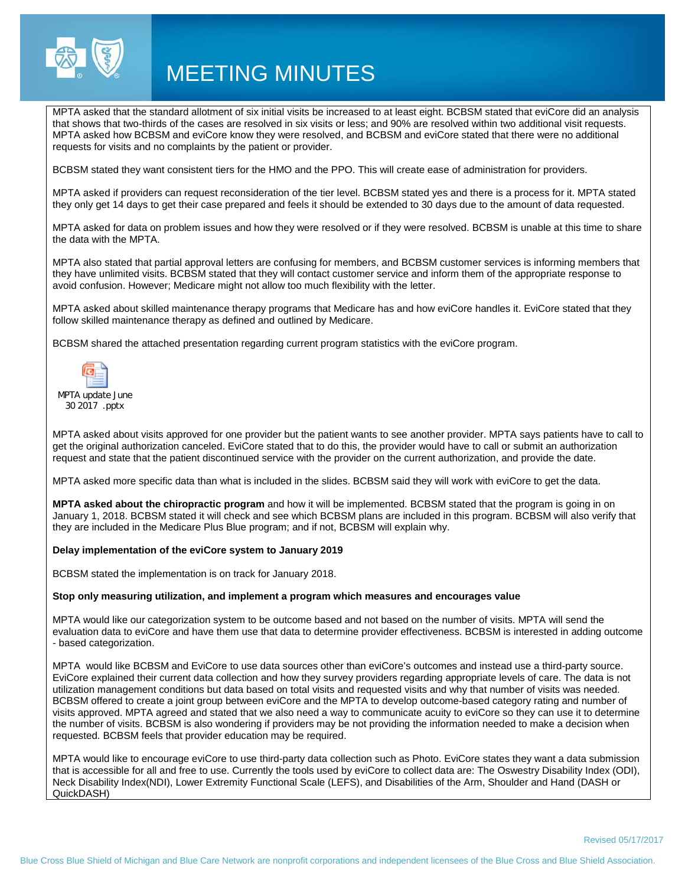# MEETING MINUTES

MPTA asked that the standard allotment of six initial visits be increased to at least eight. BCBSM stated that eviCore did an analysis that shows that two-thirds of the cases are resolved in six visits or less; and 90% are resolved within two additional visit requests. MPTA asked how BCBSM and eviCore know they were resolved, and BCBSM and eviCore stated that there were no additional requests for visits and no complaints by the patient or provider.

BCBSM stated they want consistent tiers for the HMO and the PPO. This will create ease of administration for providers.

MPTA asked if providers can request reconsideration of the tier level. BCBSM stated yes and there is a process for it. MPTA stated they only get 14 days to get their case prepared and feels it should be extended to 30 days due to the amount of data requested.

MPTA asked for data on problem issues and how they were resolved or if they were resolved. BCBSM is unable at this time to share the data with the MPTA.

MPTA also stated that partial approval letters are confusing for members, and BCBSM customer services is informing members that they have unlimited visits. BCBSM stated that they will contact customer service and inform them of the appropriate response to avoid confusion. However; Medicare might not allow too much flexibility with the letter.

MPTA asked about skilled maintenance therapy programs that Medicare has and how eviCore handles it. EviCore stated that they follow skilled maintenance therapy as defined and outlined by Medicare.

BCBSM shared the attached presentation regarding current program statistics with the eviCore program.

MPTA update June 30 2017 .pptx

MPTA asked about visits approved for one provider but the patient wants to see another provider. MPTA says patients have to call to get the original authorization canceled. EviCore stated that to do this, the provider would have to call or submit an authorization request and state that the patient discontinued service with the provider on the current authorization, and provide the date.

MPTA asked more specific data than what is included in the slides. BCBSM said they will work with eviCore to get the data.

**MPTA asked about the chiropractic program** and how it will be implemented. BCBSM stated that the program is going in on January 1, 2018. BCBSM stated it will check and see which BCBSM plans are included in this program. BCBSM will also verify that they are included in the Medicare Plus Blue program; and if not, BCBSM will explain why.

**Delay implementation of the eviCore system to January 2019**

BCBSM stated the implementation is on track for January 2018.

**Stop only measuring utilization, and implement a program which measures and encourages value**

MPTA would like our categorization system to be outcome based and not based on the number of visits. MPTA will send the evaluation data to eviCore and have them use that data to determine provider effectiveness. BCBSM is interested in adding outcome - based categorization.

MPTA would like BCBSM and EviCore to use data sources other than eviCore's outcomes and instead use a third-party source. EviCore explained their current data collection and how they survey providers regarding appropriate levels of care. The data is not utilization management conditions but data based on total visits and requested visits and why that number of visits was needed. BCBSM offered to create a joint group between eviCore and the MPTA to develop outcome-based category rating and number of visits approved. MPTA agreed and stated that we also need a way to communicate acuity to eviCore so they can use it to determine the number of visits. BCBSM is also wondering if providers may be not providing the information needed to make a decision when requested. BCBSM feels that provider education may be required.

MPTA would like to encourage eviCore to use third-party data collection such as Photo. EviCore states they want a data submission that is accessible for all and free to use. Currently the tools used by eviCore to collect data are: The Oswestry Disability Index (ODI), Neck Disability Index(NDI), Lower Extremity Functional Scale (LEFS), and Disabilities of the Arm, Shoulder and Hand (DASH or QuickDASH)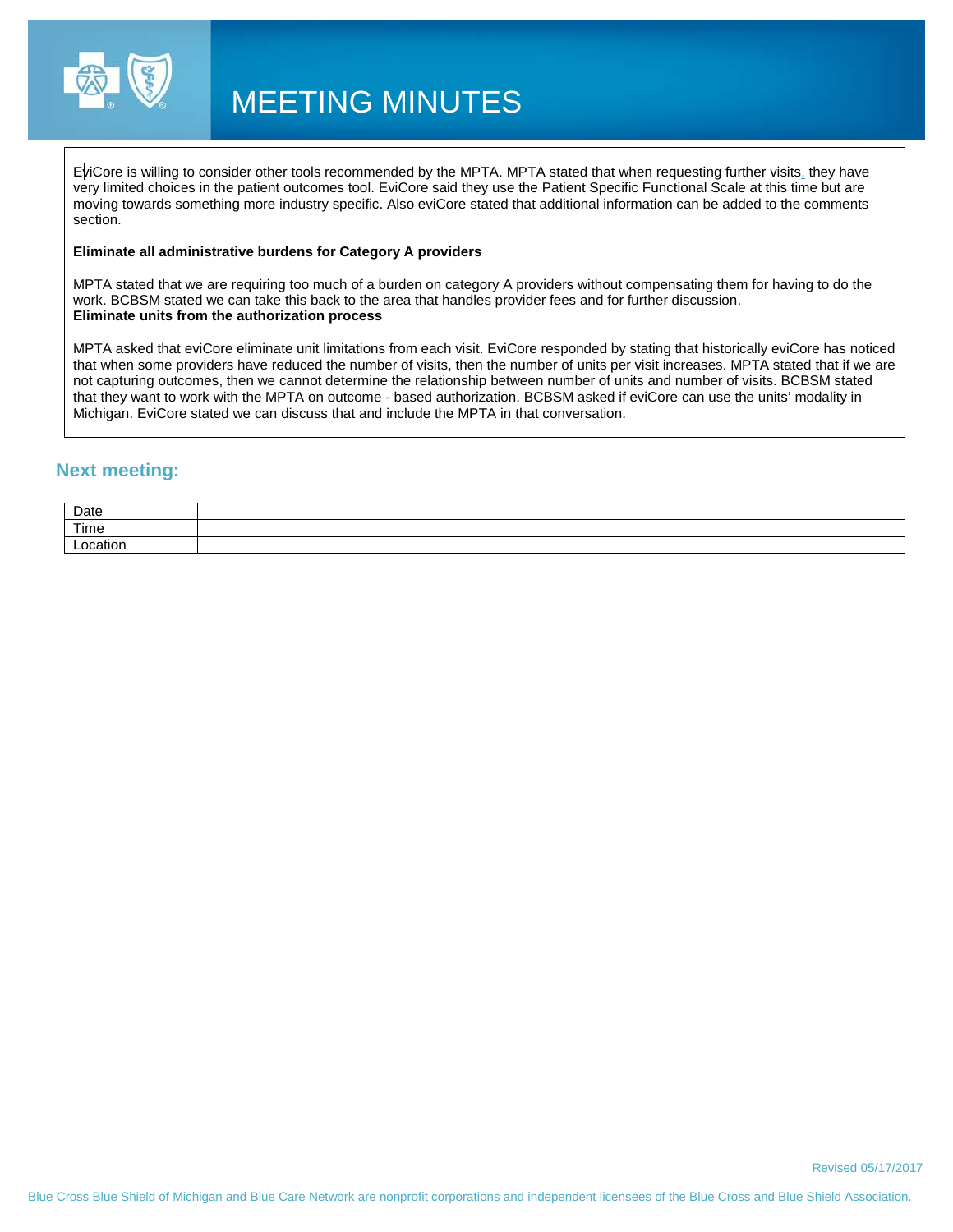# MEETING MINUTES

EviCore is willing to consider other tools recommended by the MPTA. MPTA stated that when requesting further visits, they have very limited choices in the patient outcomes tool. EviCore said they use the Patient Specific Functional Scale at this time but are moving towards something more industry specific. Also eviCore stated that additional information can be added to the comments section.

**Eliminate all administrative burdens for Category A providers**

MPTA stated that we are requiring too much of a burden on category A providers without compensating them for having to do the work. BCBSM stated we can take this back to the area that handles provider fees and for further discussion.

**Eliminate units from the authorization process**

MPTA asked that eviCore eliminate unit limitations from each visit. EviCore responded by stating that historically eviCore has noticed that when some providers have reduced the number of visits, then the number of units per visit increases. MPTA stated that if we are not capturing outcomes, then we cannot determine the relationship between number of units and number of visits. BCBSM stated that they want to work with the MPTA on outcome - based authorization. BCBSM asked if eviCore can use the units' modality in Michigan. EviCore stated we can discuss that and include the MPTA in that conversation.

## Next meeting:

| | |
|---|---|
| Date | |
| Time | |
| Location | |

Revised 05/17/2017

Blue Cross Blue Shield of Michigan and Blue Care Network are nonprofit corporations and independent licensees of the Blue Cross and Blue Shield Association.